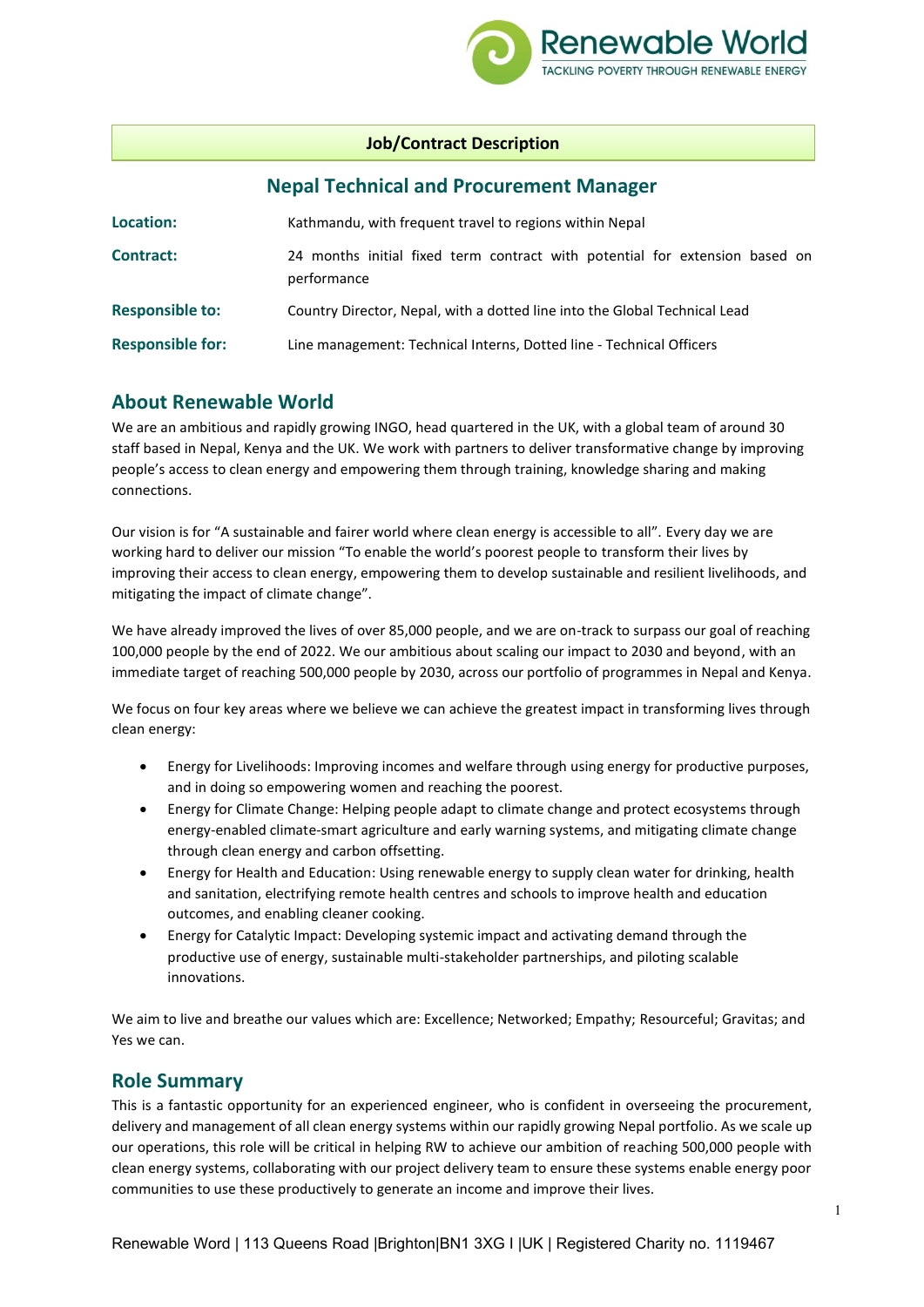Renewable World
TACKLING POVERTY THROUGH RENEWABLE ENERGY

**Job/Contract Description**

# Nepal Technical and Procurement Manager

| | |
|---|---|
| **Location:** | Kathmandu, with frequent travel to regions within Nepal |
| **Contract:** | 24 months initial fixed term contract with potential for extension based on performance |
| **Responsible to:** | Country Director, Nepal, with a dotted line into the Global Technical Lead |
| **Responsible for:** | Line management: Technical Interns, Dotted line - Technical Officers |

## About Renewable World

We are an ambitious and rapidly growing INGO, head quartered in the UK, with a global team of around 30 staff based in Nepal, Kenya and the UK. We work with partners to deliver transformative change by improving people's access to clean energy and empowering them through training, knowledge sharing and making connections.

Our vision is for "A sustainable and fairer world where clean energy is accessible to all". Every day we are working hard to deliver our mission "To enable the world's poorest people to transform their lives by improving their access to clean energy, empowering them to develop sustainable and resilient livelihoods, and mitigating the impact of climate change".

We have already improved the lives of over 85,000 people, and we are on-track to surpass our goal of reaching 100,000 people by the end of 2022. We our ambitious about scaling our impact to 2030 and beyond, with an immediate target of reaching 500,000 people by 2030, across our portfolio of programmes in Nepal and Kenya.

We focus on four key areas where we believe we can achieve the greatest impact in transforming lives through clean energy:

- Energy for Livelihoods: Improving incomes and welfare through using energy for productive purposes, and in doing so empowering women and reaching the poorest.
- Energy for Climate Change: Helping people adapt to climate change and protect ecosystems through energy-enabled climate-smart agriculture and early warning systems, and mitigating climate change through clean energy and carbon offsetting.
- Energy for Health and Education: Using renewable energy to supply clean water for drinking, health and sanitation, electrifying remote health centres and schools to improve health and education outcomes, and enabling cleaner cooking.
- Energy for Catalytic Impact: Developing systemic impact and activating demand through the productive use of energy, sustainable multi-stakeholder partnerships, and piloting scalable innovations.

We aim to live and breathe our values which are: Excellence; Networked; Empathy; Resourceful; Gravitas; and Yes we can.

## Role Summary

This is a fantastic opportunity for an experienced engineer, who is confident in overseeing the procurement, delivery and management of all clean energy systems within our rapidly growing Nepal portfolio. As we scale up our operations, this role will be critical in helping RW to achieve our ambition of reaching 500,000 people with clean energy systems, collaborating with our project delivery team to ensure these systems enable energy poor communities to use these productively to generate an income and improve their lives.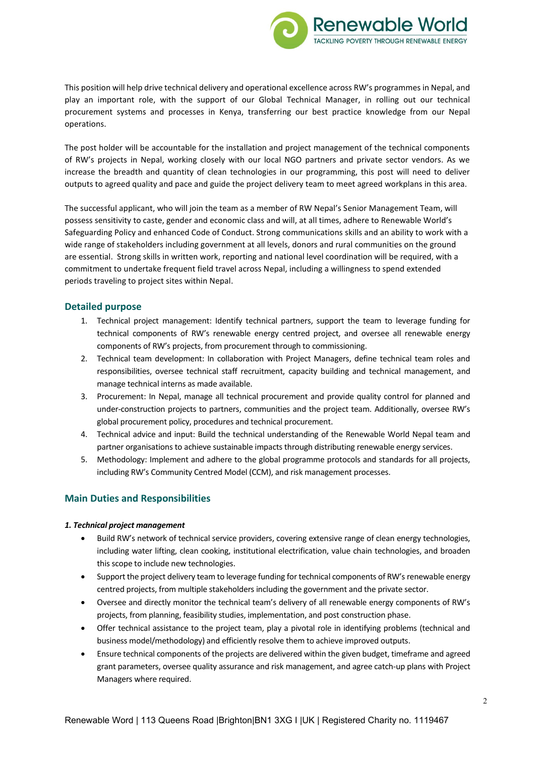This position will help drive technical delivery and operational excellence across RW's programmes in Nepal, and play an important role, with the support of our Global Technical Manager, in rolling out our technical procurement systems and processes in Kenya, transferring our best practice knowledge from our Nepal operations.

The post holder will be accountable for the installation and project management of the technical components of RW's projects in Nepal, working closely with our local NGO partners and private sector vendors. As we increase the breadth and quantity of clean technologies in our programming, this post will need to deliver outputs to agreed quality and pace and guide the project delivery team to meet agreed workplans in this area.

The successful applicant, who will join the team as a member of RW Nepal's Senior Management Team, will possess sensitivity to caste, gender and economic class and will, at all times, adhere to Renewable World's Safeguarding Policy and enhanced Code of Conduct. Strong communications skills and an ability to work with a wide range of stakeholders including government at all levels, donors and rural communities on the ground are essential. Strong skills in written work, reporting and national level coordination will be required, with a commitment to undertake frequent field travel across Nepal, including a willingness to spend extended periods traveling to project sites within Nepal.

## Detailed purpose

1. Technical project management: Identify technical partners, support the team to leverage funding for technical components of RW's renewable energy centred project, and oversee all renewable energy components of RW's projects, from procurement through to commissioning.
2. Technical team development: In collaboration with Project Managers, define technical team roles and responsibilities, oversee technical staff recruitment, capacity building and technical management, and manage technical interns as made available.
3. Procurement: In Nepal, manage all technical procurement and provide quality control for planned and under-construction projects to partners, communities and the project team. Additionally, oversee RW's global procurement policy, procedures and technical procurement.
4. Technical advice and input: Build the technical understanding of the Renewable World Nepal team and partner organisations to achieve sustainable impacts through distributing renewable energy services.
5. Methodology: Implement and adhere to the global programme protocols and standards for all projects, including RW's Community Centred Model (CCM), and risk management processes.

## Main Duties and Responsibilities

***1. Technical project management***

- Build RW's network of technical service providers, covering extensive range of clean energy technologies, including water lifting, clean cooking, institutional electrification, value chain technologies, and broaden this scope to include new technologies.
- Support the project delivery team to leverage funding for technical components of RW's renewable energy centred projects, from multiple stakeholders including the government and the private sector.
- Oversee and directly monitor the technical team's delivery of all renewable energy components of RW's projects, from planning, feasibility studies, implementation, and post construction phase.
- Offer technical assistance to the project team, play a pivotal role in identifying problems (technical and business model/methodology) and efficiently resolve them to achieve improved outputs.
- Ensure technical components of the projects are delivered within the given budget, timeframe and agreed grant parameters, oversee quality assurance and risk management, and agree catch-up plans with Project Managers where required.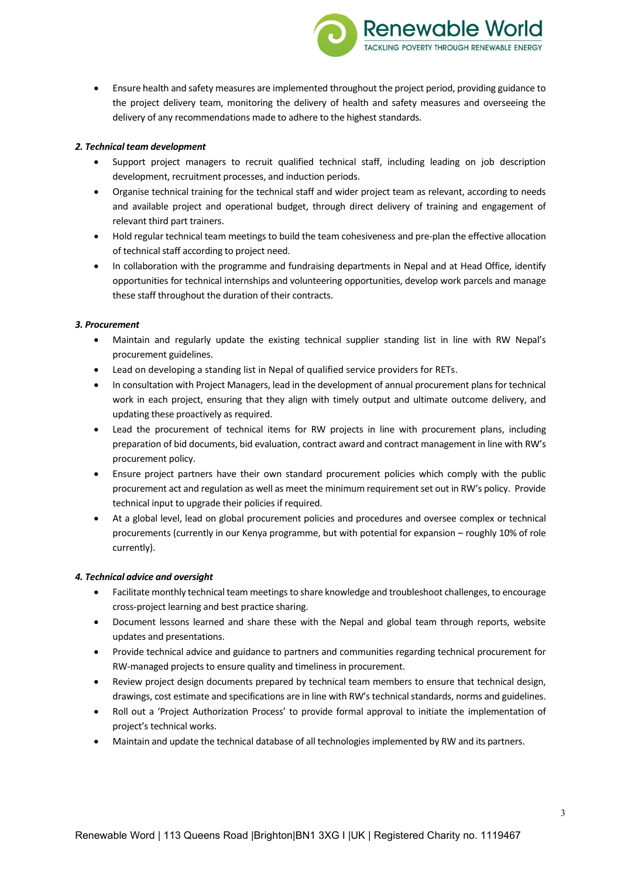- Ensure health and safety measures are implemented throughout the project period, providing guidance to the project delivery team, monitoring the delivery of health and safety measures and overseeing the delivery of any recommendations made to adhere to the highest standards.

***2. Technical team development***

- Support project managers to recruit qualified technical staff, including leading on job description development, recruitment processes, and induction periods.
- Organise technical training for the technical staff and wider project team as relevant, according to needs and available project and operational budget, through direct delivery of training and engagement of relevant third part trainers.
- Hold regular technical team meetings to build the team cohesiveness and pre-plan the effective allocation of technical staff according to project need.
- In collaboration with the programme and fundraising departments in Nepal and at Head Office, identify opportunities for technical internships and volunteering opportunities, develop work parcels and manage these staff throughout the duration of their contracts.

***3. Procurement***

- Maintain and regularly update the existing technical supplier standing list in line with RW Nepal's procurement guidelines.
- Lead on developing a standing list in Nepal of qualified service providers for RETs.
- In consultation with Project Managers, lead in the development of annual procurement plans for technical work in each project, ensuring that they align with timely output and ultimate outcome delivery, and updating these proactively as required.
- Lead the procurement of technical items for RW projects in line with procurement plans, including preparation of bid documents, bid evaluation, contract award and contract management in line with RW's procurement policy.
- Ensure project partners have their own standard procurement policies which comply with the public procurement act and regulation as well as meet the minimum requirement set out in RW's policy. Provide technical input to upgrade their policies if required.
- At a global level, lead on global procurement policies and procedures and oversee complex or technical procurements (currently in our Kenya programme, but with potential for expansion – roughly 10% of role currently).

***4. Technical advice and oversight***

- Facilitate monthly technical team meetings to share knowledge and troubleshoot challenges, to encourage cross-project learning and best practice sharing.
- Document lessons learned and share these with the Nepal and global team through reports, website updates and presentations.
- Provide technical advice and guidance to partners and communities regarding technical procurement for RW-managed projects to ensure quality and timeliness in procurement.
- Review project design documents prepared by technical team members to ensure that technical design, drawings, cost estimate and specifications are in line with RW's technical standards, norms and guidelines.
- Roll out a 'Project Authorization Process' to provide formal approval to initiate the implementation of project's technical works.
- Maintain and update the technical database of all technologies implemented by RW and its partners.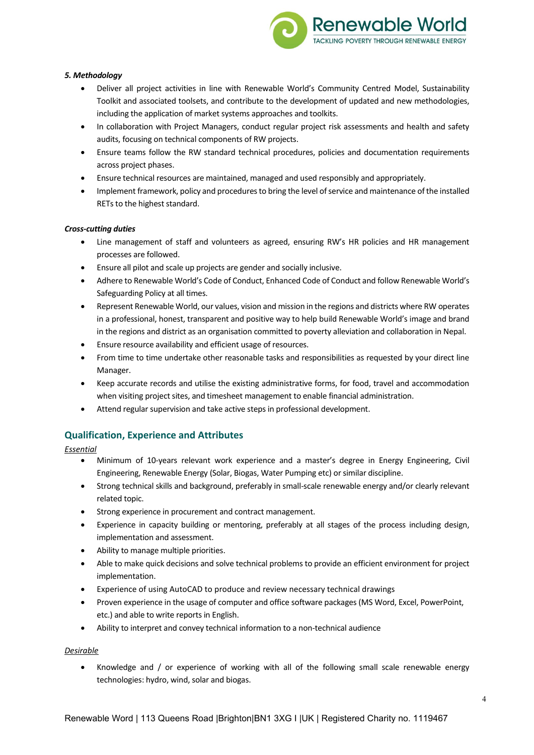***5. Methodology***

- Deliver all project activities in line with Renewable World's Community Centred Model, Sustainability Toolkit and associated toolsets, and contribute to the development of updated and new methodologies, including the application of market systems approaches and toolkits.
- In collaboration with Project Managers, conduct regular project risk assessments and health and safety audits, focusing on technical components of RW projects.
- Ensure teams follow the RW standard technical procedures, policies and documentation requirements across project phases.
- Ensure technical resources are maintained, managed and used responsibly and appropriately.
- Implement framework, policy and procedures to bring the level of service and maintenance of the installed RETs to the highest standard.

***Cross-cutting duties***

- Line management of staff and volunteers as agreed, ensuring RW's HR policies and HR management processes are followed.
- Ensure all pilot and scale up projects are gender and socially inclusive.
- Adhere to Renewable World's Code of Conduct, Enhanced Code of Conduct and follow Renewable World's Safeguarding Policy at all times.
- Represent Renewable World, our values, vision and mission in the regions and districts where RW operates in a professional, honest, transparent and positive way to help build Renewable World's image and brand in the regions and district as an organisation committed to poverty alleviation and collaboration in Nepal.
- Ensure resource availability and efficient usage of resources.
- From time to time undertake other reasonable tasks and responsibilities as requested by your direct line Manager.
- Keep accurate records and utilise the existing administrative forms, for food, travel and accommodation when visiting project sites, and timesheet management to enable financial administration.
- Attend regular supervision and take active steps in professional development.

## Qualification, Experience and Attributes

*Essential*

- Minimum of 10-years relevant work experience and a master's degree in Energy Engineering, Civil Engineering, Renewable Energy (Solar, Biogas, Water Pumping etc) or similar discipline.
- Strong technical skills and background, preferably in small-scale renewable energy and/or clearly relevant related topic.
- Strong experience in procurement and contract management.
- Experience in capacity building or mentoring, preferably at all stages of the process including design, implementation and assessment.
- Ability to manage multiple priorities.
- Able to make quick decisions and solve technical problems to provide an efficient environment for project implementation.
- Experience of using AutoCAD to produce and review necessary technical drawings
- Proven experience in the usage of computer and office software packages (MS Word, Excel, PowerPoint, etc.) and able to write reports in English.
- Ability to interpret and convey technical information to a non-technical audience

*Desirable*

- Knowledge and / or experience of working with all of the following small scale renewable energy technologies: hydro, wind, solar and biogas.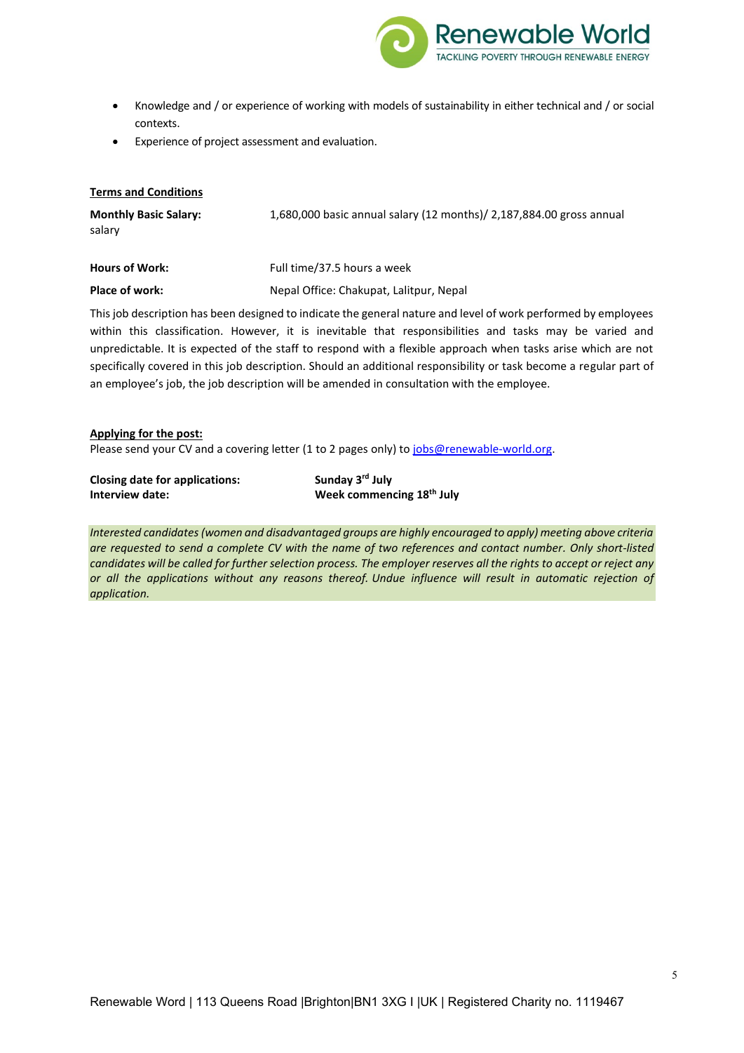- Knowledge and / or experience of working with models of sustainability in either technical and / or social contexts.
- Experience of project assessment and evaluation.

**Terms and Conditions**

| | |
|---|---|
| **Monthly Basic Salary:** salary | 1,680,000 basic annual salary (12 months)/ 2,187,884.00 gross annual |
| **Hours of Work:** | Full time/37.5 hours a week |
| **Place of work:** | Nepal Office: Chakupat, Lalitpur, Nepal |

This job description has been designed to indicate the general nature and level of work performed by employees within this classification. However, it is inevitable that responsibilities and tasks may be varied and unpredictable. It is expected of the staff to respond with a flexible approach when tasks arise which are not specifically covered in this job description. Should an additional responsibility or task become a regular part of an employee's job, the job description will be amended in consultation with the employee.

**Applying for the post:**

Please send your CV and a covering letter (1 to 2 pages only) to jobs@renewable-world.org.

**Closing date for applications:** **Sunday 3rd July**
**Interview date:** **Week commencing 18th July**

*Interested candidates (women and disadvantaged groups are highly encouraged to apply) meeting above criteria are requested to send a complete CV with the name of two references and contact number. Only short-listed candidates will be called for further selection process. The employer reserves all the rights to accept or reject any or all the applications without any reasons thereof. Undue influence will result in automatic rejection of application.*